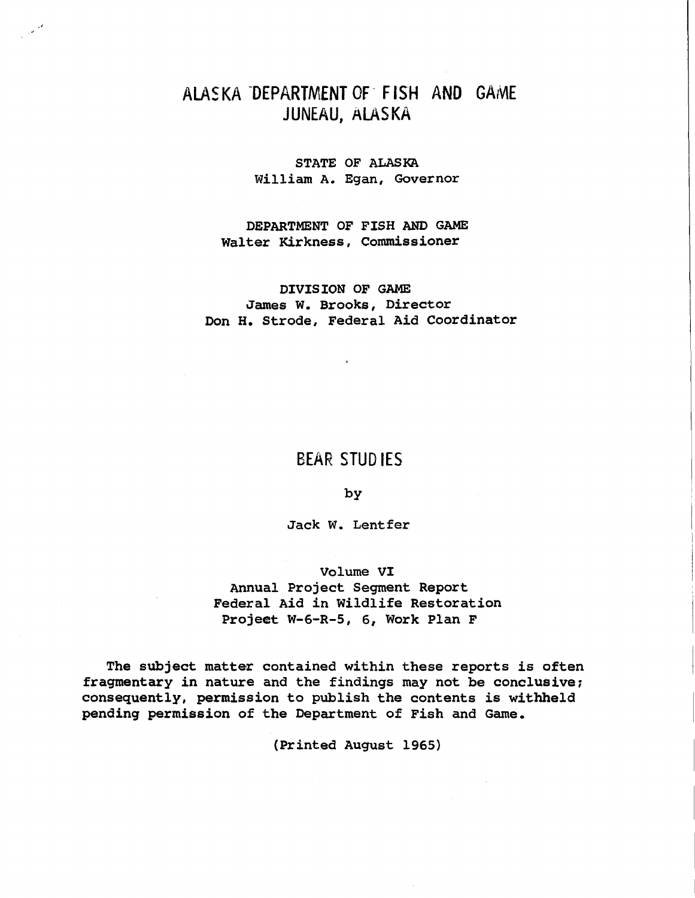# ALASKA DEPARTMENT OF FISH AND GAME
# JUNEAU, ALASKA

STATE OF ALASKA
William A. Egan, Governor

DEPARTMENT OF FISH AND GAME
Walter Kirkness, Commissioner

DIVISION OF GAME
James W. Brooks, Director
Don H. Strode, Federal Aid Coordinator

## BEAR STUDIES

by

Jack W. Lentfer

Volume VI
Annual Project Segment Report
Federal Aid in Wildlife Restoration
Project W-6-R-5, 6, Work Plan F

The subject matter contained within these reports is often fragmentary in nature and the findings may not be conclusive; consequently, permission to publish the contents is withheld pending permission of the Department of Fish and Game.

(Printed August 1965)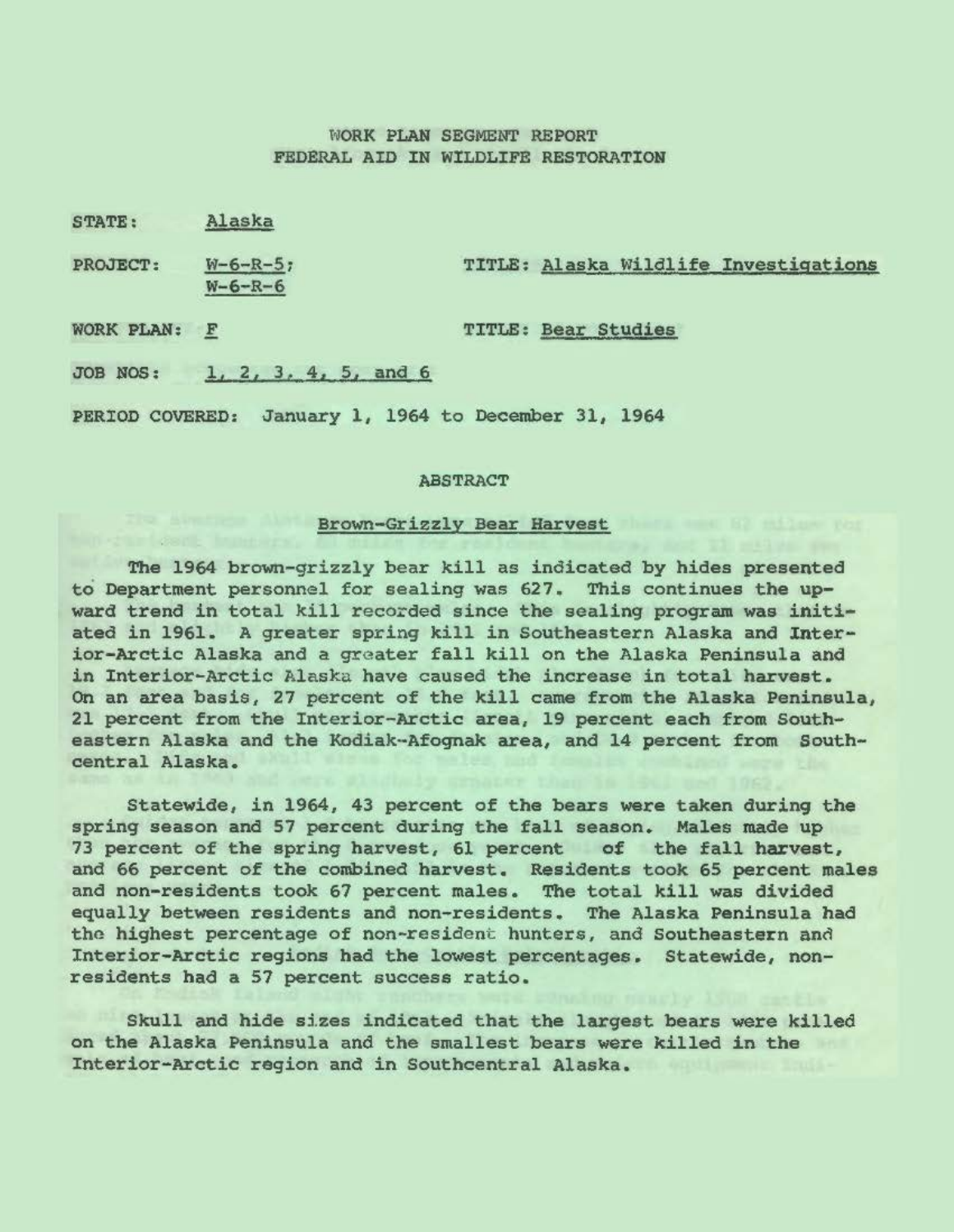# WORK PLAN SEGMENT REPORT
# FEDERAL AID IN WILDLIFE RESTORATION

STATE: Alaska

PROJECT: W-6-R-5; W-6-R-6 TITLE: Alaska Wildlife Investigations

WORK PLAN: F TITLE: Bear Studies

JOB NOS: 1, 2, 3, 4, 5, and 6

PERIOD COVERED: January 1, 1964 to December 31, 1964

## ABSTRACT

### Brown-Grizzly Bear Harvest

The 1964 brown-grizzly bear kill as indicated by hides presented to Department personnel for sealing was 627. This continues the upward trend in total kill recorded since the sealing program was initiated in 1961. A greater spring kill in Southeastern Alaska and Interior-Arctic Alaska and a greater fall kill on the Alaska Peninsula and in Interior-Arctic Alaska have caused the increase in total harvest. On an area basis, 27 percent of the kill came from the Alaska Peninsula, 21 percent from the Interior-Arctic area, 19 percent each from Southeastern Alaska and the Kodiak-Afognak area, and 14 percent from Southcentral Alaska.

Statewide, in 1964, 43 percent of the bears were taken during the spring season and 57 percent during the fall season. Males made up 73 percent of the spring harvest, 61 percent of the fall harvest, and 66 percent of the combined harvest. Residents took 65 percent males and non-residents took 67 percent males. The total kill was divided equally between residents and non-residents. The Alaska Peninsula had the highest percentage of non-resident hunters, and Southeastern and Interior-Arctic regions had the lowest percentages. Statewide, non-residents had a 57 percent success ratio.

Skull and hide sizes indicated that the largest bears were killed on the Alaska Peninsula and the smallest bears were killed in the Interior-Arctic region and in Southcentral Alaska.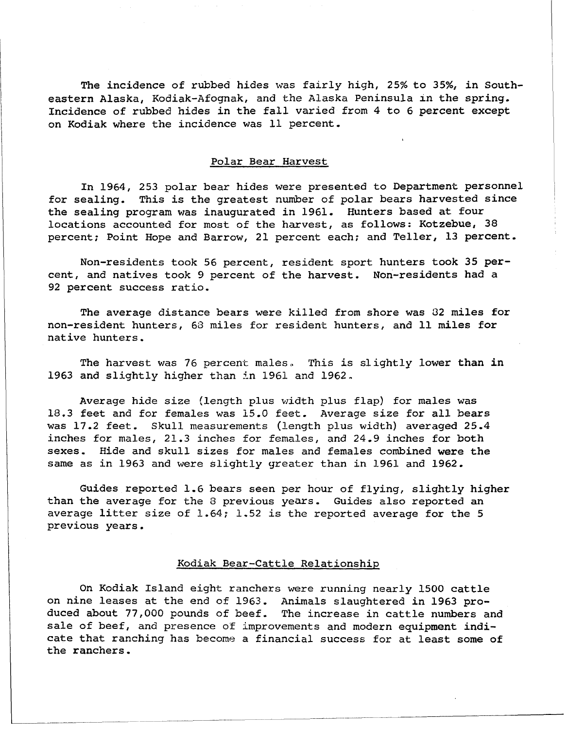The incidence of rubbed hides was fairly high, 25% to 35%, in Southeastern Alaska, Kodiak-Afognak, and the Alaska Peninsula in the spring. Incidence of rubbed hides in the fall varied from 4 to 6 percent except on Kodiak where the incidence was 11 percent.

## Polar Bear Harvest

In 1964, 253 polar bear hides were presented to Department personnel for sealing. This is the greatest number of polar bears harvested since the sealing program was inaugurated in 1961. Hunters based at four locations accounted for most of the harvest, as follows: Kotzebue, 38 percent; Point Hope and Barrow, 21 percent each; and Teller, 13 percent.

Non-residents took 56 percent, resident sport hunters took 35 percent, and natives took 9 percent of the harvest. Non-residents had a 92 percent success ratio.

The average distance bears were killed from shore was 82 miles for non-resident hunters, 68 miles for resident hunters, and 11 miles for native hunters.

The harvest was 76 percent males. This is slightly lower than in 1963 and slightly higher than in 1961 and 1962.

Average hide size (length plus width plus flap) for males was 18.3 feet and for females was 15.0 feet. Average size for all bears was 17.2 feet. Skull measurements (length plus width) averaged 25.4 inches for males, 21.3 inches for females, and 24.9 inches for both sexes. Hide and skull sizes for males and females combined were the same as in 1963 and were slightly greater than in 1961 and 1962.

Guides reported 1.6 bears seen per hour of flying, slightly higher than the average for the 8 previous years. Guides also reported an average litter size of 1.64; 1.52 is the reported average for the 5 previous years.

## Kodiak Bear-Cattle Relationship

On Kodiak Island eight ranchers were running nearly 1500 cattle on nine leases at the end of 1963. Animals slaughtered in 1963 produced about 77,000 pounds of beef. The increase in cattle numbers and sale of beef, and presence of improvements and modern equipment indicate that ranching has become a financial success for at least some of the ranchers.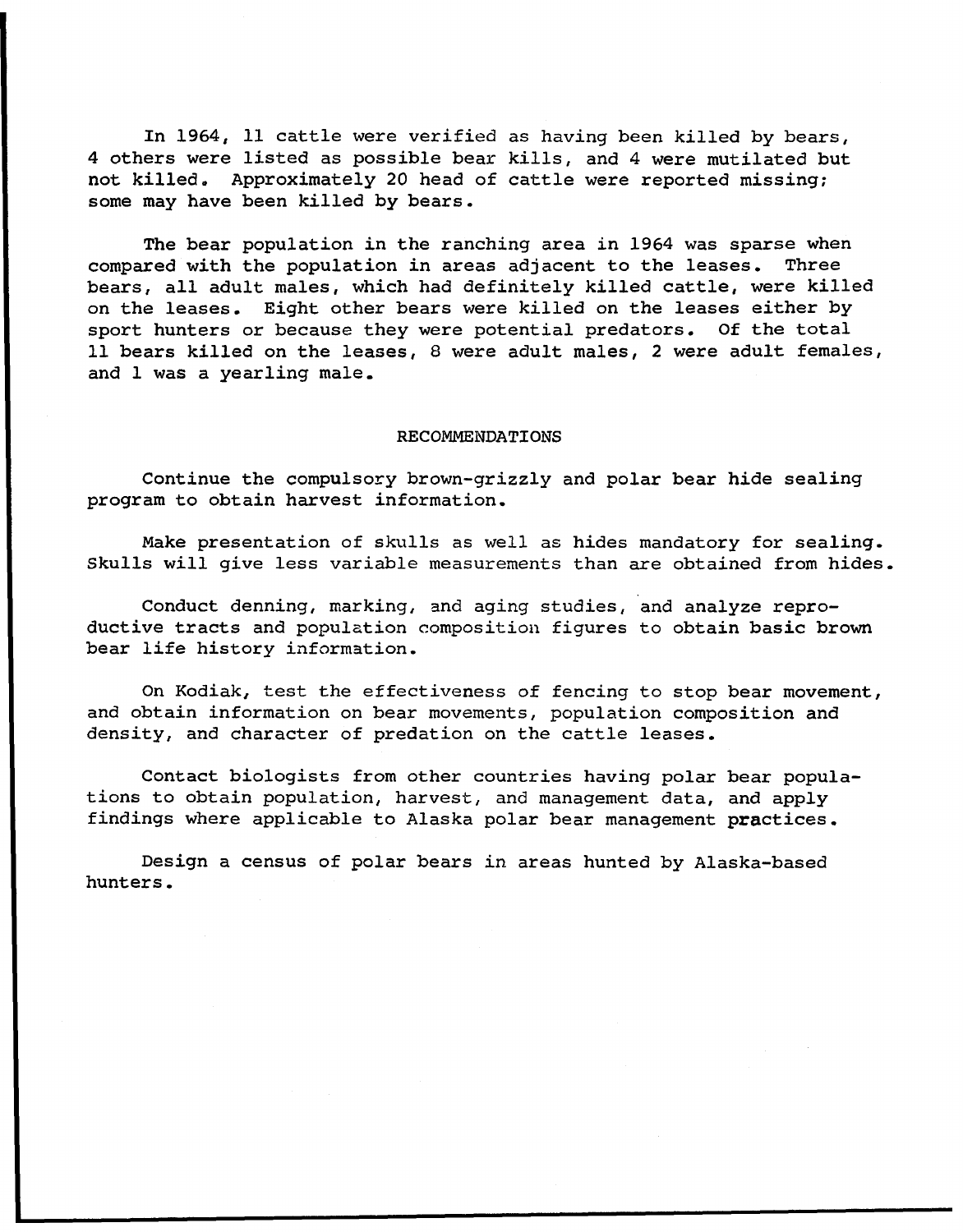In 1964, 11 cattle were verified as having been killed by bears, 4 others were listed as possible bear kills, and 4 were mutilated but not killed. Approximately 20 head of cattle were reported missing; some may have been killed by bears.

The bear population in the ranching area in 1964 was sparse when compared with the population in areas adjacent to the leases. Three bears, all adult males, which had definitely killed cattle, were killed on the leases. Eight other bears were killed on the leases either by sport hunters or because they were potential predators. Of the total 11 bears killed on the leases, 8 were adult males, 2 were adult females, and 1 was a yearling male.

## RECOMMENDATIONS

Continue the compulsory brown-grizzly and polar bear hide sealing program to obtain harvest information.

Make presentation of skulls as well as hides mandatory for sealing. Skulls will give less variable measurements than are obtained from hides.

Conduct denning, marking, and aging studies, and analyze reproductive tracts and population composition figures to obtain basic brown bear life history information.

On Kodiak, test the effectiveness of fencing to stop bear movement, and obtain information on bear movements, population composition and density, and character of predation on the cattle leases.

Contact biologists from other countries having polar bear populations to obtain population, harvest, and management data, and apply findings where applicable to Alaska polar bear management practices.

Design a census of polar bears in areas hunted by Alaska-based hunters.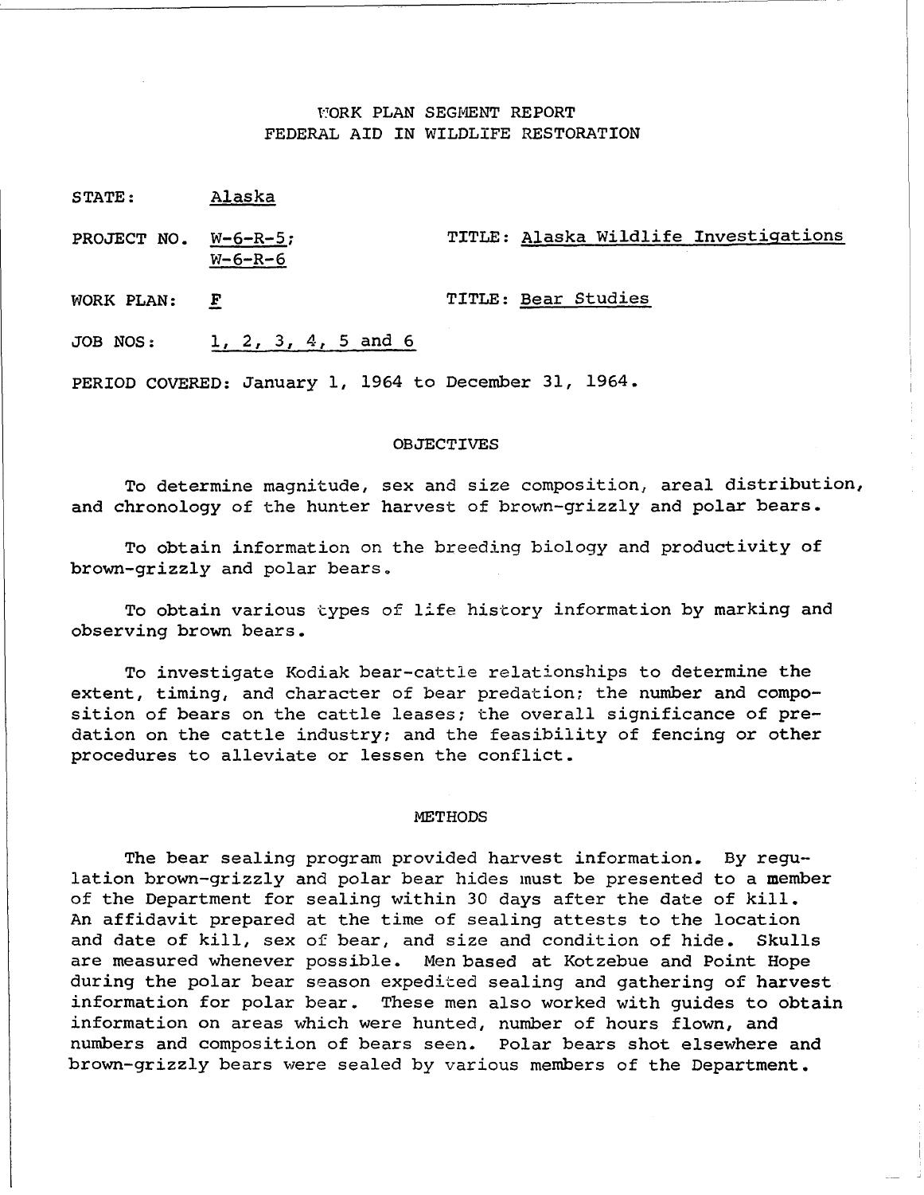# WORK PLAN SEGMENT REPORT
# FEDERAL AID IN WILDLIFE RESTORATION

STATE: Alaska

PROJECT NO. W-6-R-5; W-6-R-6 TITLE: Alaska Wildlife Investigations

WORK PLAN: F TITLE: Bear Studies

JOB NOS: 1, 2, 3, 4, 5 and 6

PERIOD COVERED: January 1, 1964 to December 31, 1964.

## OBJECTIVES

To determine magnitude, sex and size composition, areal distribution, and chronology of the hunter harvest of brown-grizzly and polar bears.

To obtain information on the breeding biology and productivity of brown-grizzly and polar bears.

To obtain various types of life history information by marking and observing brown bears.

To investigate Kodiak bear-cattle relationships to determine the extent, timing, and character of bear predation; the number and composition of bears on the cattle leases; the overall significance of predation on the cattle industry; and the feasibility of fencing or other procedures to alleviate or lessen the conflict.

## METHODS

The bear sealing program provided harvest information. By regulation brown-grizzly and polar bear hides must be presented to a member of the Department for sealing within 30 days after the date of kill. An affidavit prepared at the time of sealing attests to the location and date of kill, sex of bear, and size and condition of hide. Skulls are measured whenever possible. Men based at Kotzebue and Point Hope during the polar bear season expedited sealing and gathering of harvest information for polar bear. These men also worked with guides to obtain information on areas which were hunted, number of hours flown, and numbers and composition of bears seen. Polar bears shot elsewhere and brown-grizzly bears were sealed by various members of the Department.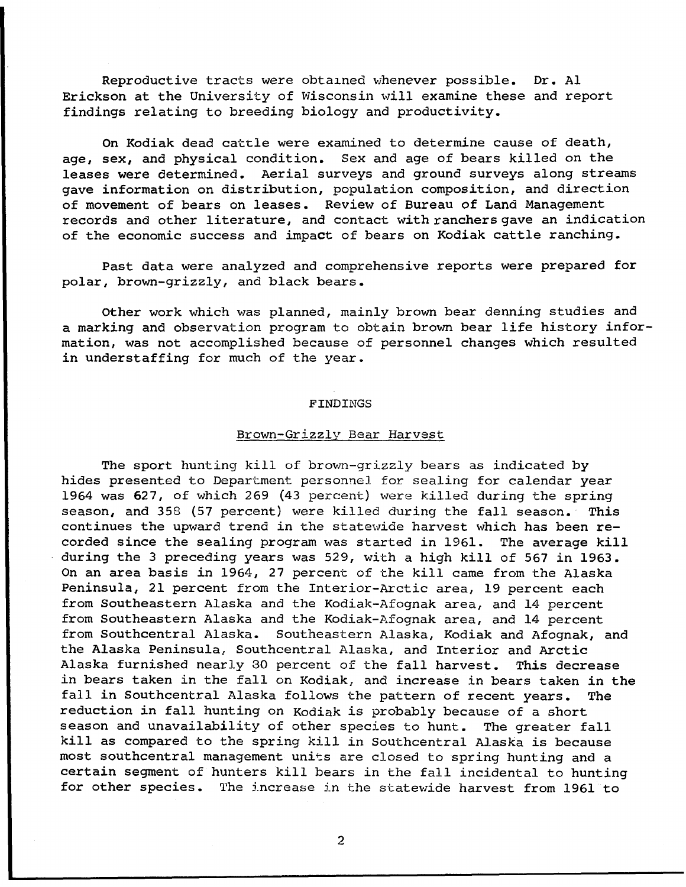Reproductive tracts were obtained whenever possible. Dr. Al Erickson at the University of Wisconsin will examine these and report findings relating to breeding biology and productivity.

On Kodiak dead cattle were examined to determine cause of death, age, sex, and physical condition. Sex and age of bears killed on the leases were determined. Aerial surveys and ground surveys along streams gave information on distribution, population composition, and direction of movement of bears on leases. Review of Bureau of Land Management records and other literature, and contact with ranchers gave an indication of the economic success and impact of bears on Kodiak cattle ranching.

Past data were analyzed and comprehensive reports were prepared for polar, brown-grizzly, and black bears.

Other work which was planned, mainly brown bear denning studies and a marking and observation program to obtain brown bear life history information, was not accomplished because of personnel changes which resulted in understaffing for much of the year.

## FINDINGS

### Brown-Grizzly Bear Harvest

The sport hunting kill of brown-grizzly bears as indicated by hides presented to Department personnel for sealing for calendar year 1964 was 627, of which 269 (43 percent) were killed during the spring season, and 358 (57 percent) were killed during the fall season. This continues the upward trend in the statewide harvest which has been recorded since the sealing program was started in 1961. The average kill during the 3 preceding years was 529, with a high kill of 567 in 1963. On an area basis in 1964, 27 percent of the kill came from the Alaska Peninsula, 21 percent from the Interior-Arctic area, 19 percent each from Southeastern Alaska and the Kodiak-Afognak area, and 14 percent from Southeastern Alaska and the Kodiak-Afognak area, and 14 percent from Southcentral Alaska. Southeastern Alaska, Kodiak and Afognak, and the Alaska Peninsula, Southcentral Alaska, and Interior and Arctic Alaska furnished nearly 30 percent of the fall harvest. This decrease in bears taken in the fall on Kodiak, and increase in bears taken in the fall in Southcentral Alaska follows the pattern of recent years. The reduction in fall hunting on Kodiak is probably because of a short season and unavailability of other species to hunt. The greater fall kill as compared to the spring kill in Southcentral Alaska is because most southcentral management units are closed to spring hunting and a certain segment of hunters kill bears in the fall incidental to hunting for other species. The increase in the statewide harvest from 1961 to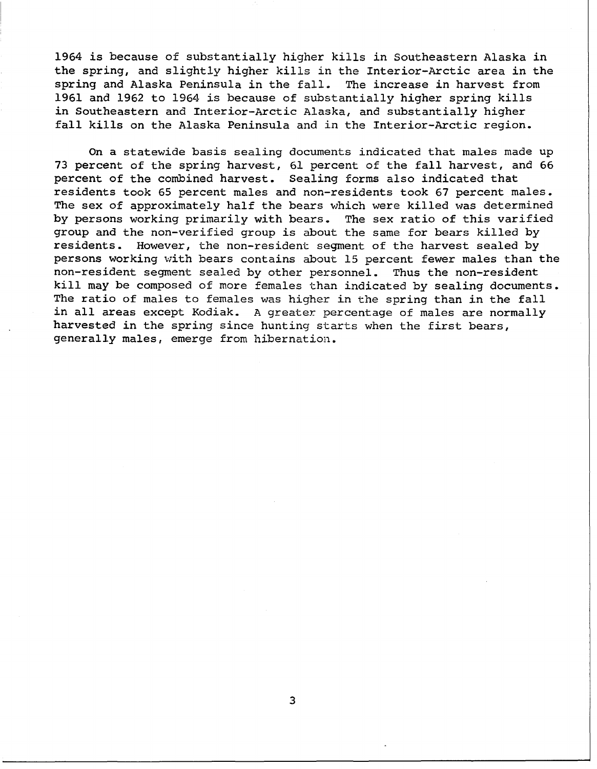1964 is because of substantially higher kills in Southeastern Alaska in the spring, and slightly higher kills in the Interior-Arctic area in the spring and Alaska Peninsula in the fall. The increase in harvest from 1961 and 1962 to 1964 is because of substantially higher spring kills in Southeastern and Interior-Arctic Alaska, and substantially higher fall kills on the Alaska Peninsula and in the Interior-Arctic region.

On a statewide basis sealing documents indicated that males made up 73 percent of the spring harvest, 61 percent of the fall harvest, and 66 percent of the combined harvest. Sealing forms also indicated that residents took 65 percent males and non-residents took 67 percent males. The sex of approximately half the bears which were killed was determined by persons working primarily with bears. The sex ratio of this varified group and the non-verified group is about the same for bears killed by residents. However, the non-resident segment of the harvest sealed by persons working with bears contains about 15 percent fewer males than the non-resident segment sealed by other personnel. Thus the non-resident kill may be composed of more females than indicated by sealing documents. The ratio of males to females was higher in the spring than in the fall in all areas except Kodiak. A greater percentage of males are normally harvested in the spring since hunting starts when the first bears, generally males, emerge from hibernation.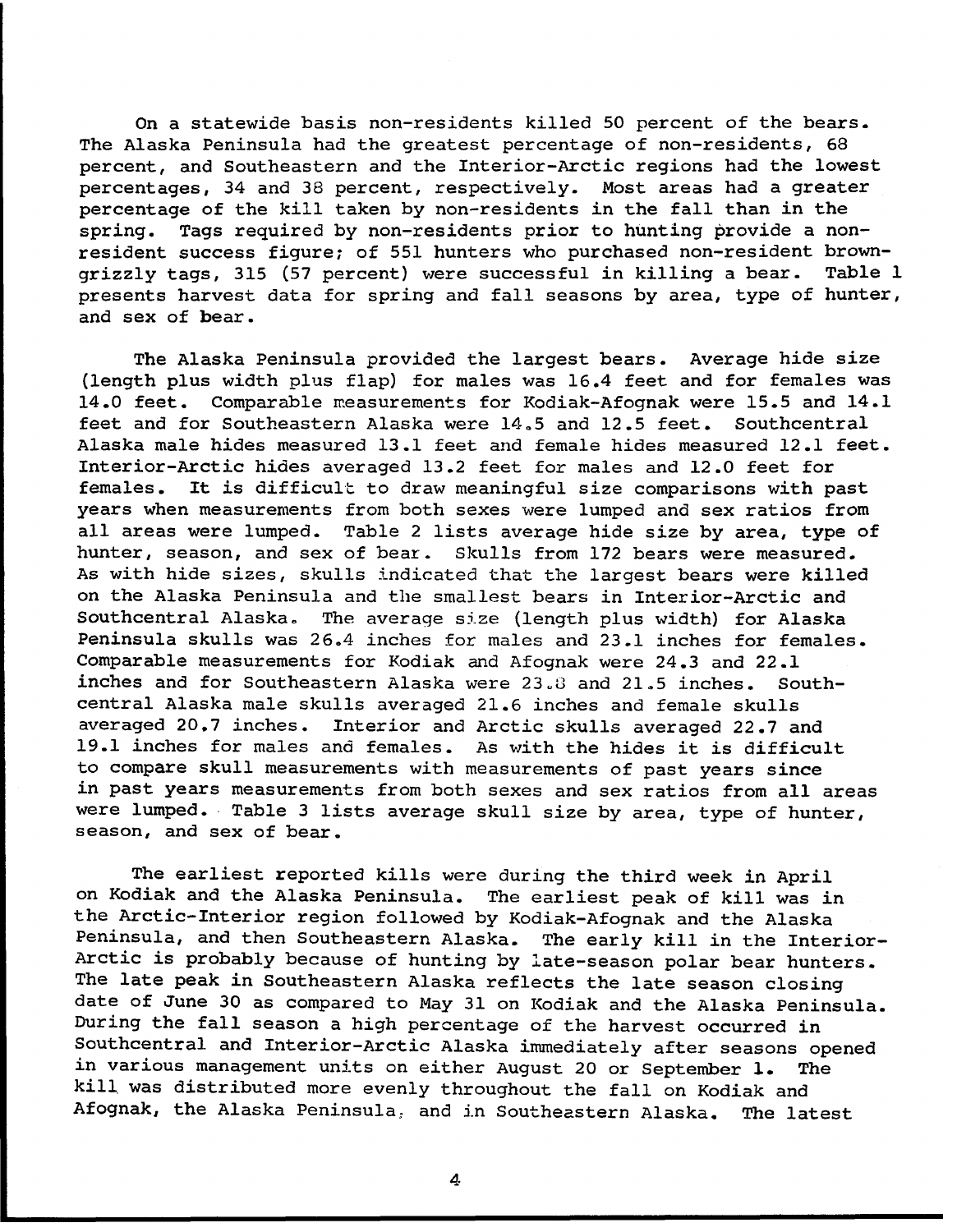On a statewide basis non-residents killed 50 percent of the bears. The Alaska Peninsula had the greatest percentage of non-residents, 68 percent, and Southeastern and the Interior-Arctic regions had the lowest percentages, 34 and 38 percent, respectively. Most areas had a greater percentage of the kill taken by non-residents in the fall than in the spring. Tags required by non-residents prior to hunting provide a non-resident success figure; of 551 hunters who purchased non-resident brown-grizzly tags, 315 (57 percent) were successful in killing a bear. Table 1 presents harvest data for spring and fall seasons by area, type of hunter, and sex of bear.

The Alaska Peninsula provided the largest bears. Average hide size (length plus width plus flap) for males was 16.4 feet and for females was 14.0 feet. Comparable measurements for Kodiak-Afognak were 15.5 and 14.1 feet and for Southeastern Alaska were 14.5 and 12.5 feet. Southcentral Alaska male hides measured 13.1 feet and female hides measured 12.1 feet. Interior-Arctic hides averaged 13.2 feet for males and 12.0 feet for females. It is difficult to draw meaningful size comparisons with past years when measurements from both sexes were lumped and sex ratios from all areas were lumped. Table 2 lists average hide size by area, type of hunter, season, and sex of bear. Skulls from 172 bears were measured. As with hide sizes, skulls indicated that the largest bears were killed on the Alaska Peninsula and the smallest bears in Interior-Arctic and Southcentral Alaska. The average size (length plus width) for Alaska Peninsula skulls was 26.4 inches for males and 23.1 inches for females. Comparable measurements for Kodiak and Afognak were 24.3 and 22.1 inches and for Southeastern Alaska were 23.8 and 21.5 inches. Southcentral Alaska male skulls averaged 21.6 inches and female skulls averaged 20.7 inches. Interior and Arctic skulls averaged 22.7 and 19.1 inches for males and females. As with the hides it is difficult to compare skull measurements with measurements of past years since in past years measurements from both sexes and sex ratios from all areas were lumped. Table 3 lists average skull size by area, type of hunter, season, and sex of bear.

The earliest reported kills were during the third week in April on Kodiak and the Alaska Peninsula. The earliest peak of kill was in the Arctic-Interior region followed by Kodiak-Afognak and the Alaska Peninsula, and then Southeastern Alaska. The early kill in the Interior-Arctic is probably because of hunting by late-season polar bear hunters. The late peak in Southeastern Alaska reflects the late season closing date of June 30 as compared to May 31 on Kodiak and the Alaska Peninsula. During the fall season a high percentage of the harvest occurred in Southcentral and Interior-Arctic Alaska immediately after seasons opened in various management units on either August 20 or September 1. The kill was distributed more evenly throughout the fall on Kodiak and Afognak, the Alaska Peninsula, and in Southeastern Alaska. The latest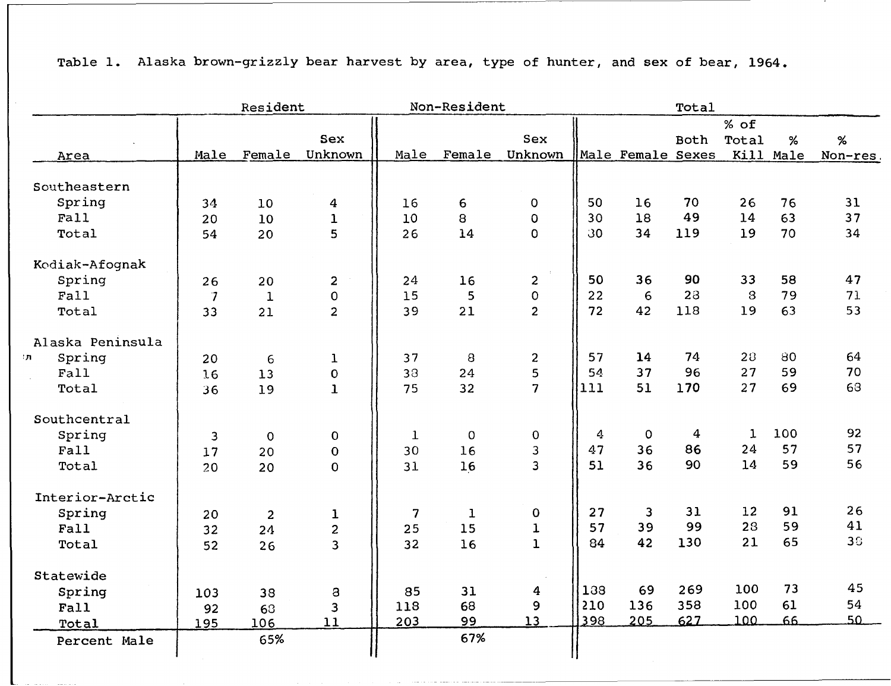Table 1. Alaska brown-grizzly bear harvest by area, type of hunter, and sex of bear, 1964.

| | Resident | | | Non-Resident | | | Total | | | | | |
|---|---|---|---|---|---|---|---|---|---|---|---|---|
| Area | Male | Female | Sex Unknown | Male | Female | Sex Unknown | Male | Female | Both Sexes | % of Total Kill | % Male | % Non-res. |
| **Southeastern** | | | | | | | | | | | | |
| Spring | 34 | 10 | 4 | 16 | 6 | 0 | 50 | 16 | 70 | 26 | 76 | 31 |
| Fall | 20 | 10 | 1 | 10 | 8 | 0 | 30 | 18 | 49 | 14 | 63 | 37 |
| Total | 54 | 20 | 5 | 26 | 14 | 0 | 30 | 34 | 119 | 19 | 70 | 34 |
| **Kodiak-Afognak** | | | | | | | | | | | | |
| Spring | 26 | 20 | 2 | 24 | 16 | 2 | 50 | 36 | 90 | 33 | 58 | 47 |
| Fall | 7 | 1 | 0 | 15 | 5 | 0 | 22 | 6 | 28 | 8 | 79 | 71 |
| Total | 33 | 21 | 2 | 39 | 21 | 2 | 72 | 42 | 118 | 19 | 63 | 53 |
| **Alaska Peninsula** | | | | | | | | | | | | |
| Spring | 20 | 6 | 1 | 37 | 8 | 2 | 57 | 14 | 74 | 28 | 80 | 64 |
| Fall | 16 | 13 | 0 | 38 | 24 | 5 | 54 | 37 | 96 | 27 | 59 | 70 |
| Total | 36 | 19 | 1 | 75 | 32 | 7 | 111 | 51 | 170 | 27 | 69 | 68 |
| **Southcentral** | | | | | | | | | | | | |
| Spring | 3 | 0 | 0 | 1 | 0 | 0 | 4 | 0 | 4 | 1 | 100 | 92 |
| Fall | 17 | 20 | 0 | 30 | 16 | 3 | 47 | 36 | 86 | 24 | 57 | 57 |
| Total | 20 | 20 | 0 | 31 | 16 | 3 | 51 | 36 | 90 | 14 | 59 | 56 |
| **Interior-Arctic** | | | | | | | | | | | | |
| Spring | 20 | 2 | 1 | 7 | 1 | 0 | 27 | 3 | 31 | 12 | 91 | 26 |
| Fall | 32 | 24 | 2 | 25 | 15 | 1 | 57 | 39 | 99 | 28 | 59 | 41 |
| Total | 52 | 26 | 3 | 32 | 16 | 1 | 84 | 42 | 130 | 21 | 65 | 38 |
| **Statewide** | | | | | | | | | | | | |
| Spring | 103 | 38 | 8 | 85 | 31 | 4 | 188 | 69 | 269 | 100 | 73 | 45 |
| Fall | 92 | 68 | 3 | 118 | 68 | 9 | 210 | 136 | 358 | 100 | 61 | 54 |
| Total | 195 | 106 | 11 | 203 | 99 | 13 | 398 | 205 | 627 | 100 | 66 | 50 |
| Percent Male | | 65% | | | 67% | | | | | | | |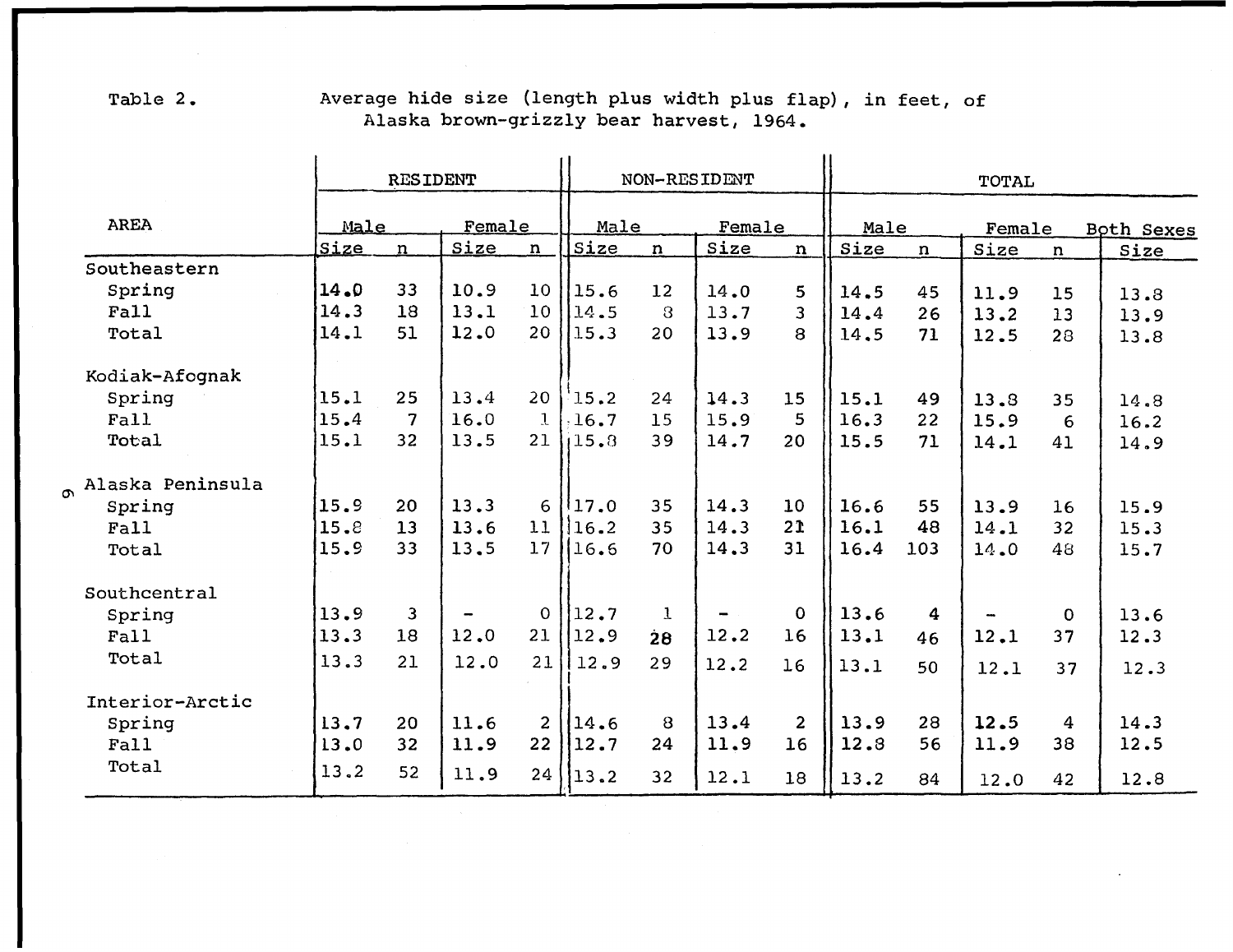Table 2. Average hide size (length plus width plus flap), in feet, of Alaska brown-grizzly bear harvest, 1964.

| AREA | RESIDENT | | | | NON-RESIDENT | | | | TOTAL | | | | |
|---|---|---|---|---|---|---|---|---|---|---|---|---|---|
| | Male | | Female | | Male | | Female | | Male | | Female | | Both Sexes |
| | Size | n | Size | n | Size | n | Size | n | Size | n | Size | n | Size |
| **Southeastern** | | | | | | | | | | | | | |
| Spring | 14.0 | 33 | 10.9 | 10 | 15.6 | 12 | 14.0 | 5 | 14.5 | 45 | 11.9 | 15 | 13.8 |
| Fall | 14.3 | 18 | 13.1 | 10 | 14.5 | 8 | 13.7 | 3 | 14.4 | 26 | 13.2 | 13 | 13.9 |
| Total | 14.1 | 51 | 12.0 | 20 | 15.3 | 20 | 13.9 | 8 | 14.5 | 71 | 12.5 | 28 | 13.8 |
| **Kodiak-Afognak** | | | | | | | | | | | | | |
| Spring | 15.1 | 25 | 13.4 | 20 | 15.2 | 24 | 14.3 | 15 | 15.1 | 49 | 13.8 | 35 | 14.8 |
| Fall | 15.4 | 7 | 16.0 | 1 | 16.7 | 15 | 15.9 | 5 | 16.3 | 22 | 15.9 | 6 | 16.2 |
| Total | 15.1 | 32 | 13.5 | 21 | 15.8 | 39 | 14.7 | 20 | 15.5 | 71 | 14.1 | 41 | 14.9 |
| **Alaska Peninsula** | | | | | | | | | | | | | |
| Spring | 15.9 | 20 | 13.3 | 6 | 17.0 | 35 | 14.3 | 10 | 16.6 | 55 | 13.9 | 16 | 15.9 |
| Fall | 15.8 | 13 | 13.6 | 11 | 16.2 | 35 | 14.3 | 21 | 16.1 | 48 | 14.1 | 32 | 15.3 |
| Total | 15.9 | 33 | 13.5 | 17 | 16.6 | 70 | 14.3 | 31 | 16.4 | 103 | 14.0 | 48 | 15.7 |
| **Southcentral** | | | | | | | | | | | | | |
| Spring | 13.9 | 3 | - | 0 | 12.7 | 1 | - | 0 | 13.6 | 4 | - | 0 | 13.6 |
| Fall | 13.3 | 18 | 12.0 | 21 | 12.9 | 28 | 12.2 | 16 | 13.1 | 46 | 12.1 | 37 | 12.3 |
| Total | 13.3 | 21 | 12.0 | 21 | 12.9 | 29 | 12.2 | 16 | 13.1 | 50 | 12.1 | 37 | 12.3 |
| **Interior-Arctic** | | | | | | | | | | | | | |
| Spring | 13.7 | 20 | 11.6 | 2 | 14.6 | 8 | 13.4 | 2 | 13.9 | 28 | 12.5 | 4 | 14.3 |
| Fall | 13.0 | 32 | 11.9 | 22 | 12.7 | 24 | 11.9 | 16 | 12.8 | 56 | 11.9 | 38 | 12.5 |
| Total | 13.2 | 52 | 11.9 | 24 | 13.2 | 32 | 12.1 | 18 | 13.2 | 84 | 12.0 | 42 | 12.8 |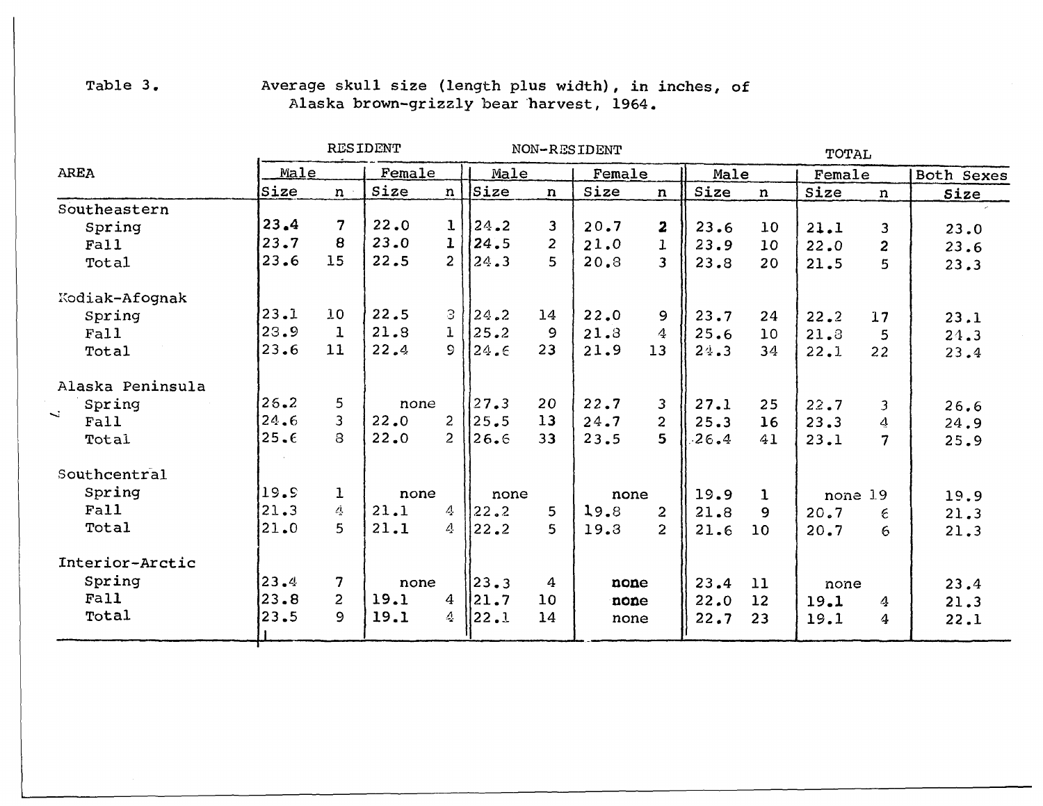Table 3. Average skull size (length plus width), in inches, of Alaska brown-grizzly bear harvest, 1964.

| AREA | RESIDENT | | | | NON-RESIDENT | | | | TOTAL | | | | |
|---|---|---|---|---|---|---|---|---|---|---|---|---|---|
| | Male | | Female | | Male | | Female | | Male | | Female | | Both Sexes |
| | Size | n | Size | n | Size | n | Size | n | Size | n | Size | n | Size |
| Southeastern | | | | | | | | | | | | | |
| Spring | 23.4 | 7 | 22.0 | 1 | 24.2 | 3 | 20.7 | 2 | 23.6 | 10 | 21.1 | 3 | 23.0 |
| Fall | 23.7 | 8 | 23.0 | 1 | 24.5 | 2 | 21.0 | 1 | 23.9 | 10 | 22.0 | 2 | 23.6 |
| Total | 23.6 | 15 | 22.5 | 2 | 24.3 | 5 | 20.8 | 3 | 23.8 | 20 | 21.5 | 5 | 23.3 |
| Kodiak-Afognak | | | | | | | | | | | | | |
| Spring | 23.1 | 10 | 22.5 | 3 | 24.2 | 14 | 22.0 | 9 | 23.7 | 24 | 22.2 | 17 | 23.1 |
| Fall | 23.9 | 1 | 21.8 | 1 | 25.2 | 9 | 21.8 | 4 | 25.6 | 10 | 21.8 | 5 | 24.3 |
| Total | 23.6 | 11 | 22.4 | 9 | 24.6 | 23 | 21.9 | 13 | 24.3 | 34 | 22.1 | 22 | 23.4 |
| Alaska Peninsula | | | | | | | | | | | | | |
| Spring | 26.2 | 5 | none | | 27.3 | 20 | 22.7 | 3 | 27.1 | 25 | 22.7 | 3 | 26.6 |
| Fall | 24.6 | 3 | 22.0 | 2 | 25.5 | 13 | 24.7 | 2 | 25.3 | 16 | 23.3 | 4 | 24.9 |
| Total | 25.6 | 8 | 22.0 | 2 | 26.6 | 33 | 23.5 | 5 | 26.4 | 41 | 23.1 | 7 | 25.9 |
| Southcentral | | | | | | | | | | | | | |
| Spring | 19.9 | 1 | none | | none | | none | | 19.9 | 1 | none 19 | | 19.9 |
| Fall | 21.3 | 4 | 21.1 | 4 | 22.2 | 5 | 19.8 | 2 | 21.8 | 9 | 20.7 | 6 | 21.3 |
| Total | 21.0 | 5 | 21.1 | 4 | 22.2 | 5 | 19.8 | 2 | 21.6 | 10 | 20.7 | 6 | 21.3 |
| Interior-Arctic | | | | | | | | | | | | | |
| Spring | 23.4 | 7 | none | | 23.3 | 4 | none | | 23.4 | 11 | none | | 23.4 |
| Fall | 23.8 | 2 | 19.1 | 4 | 21.7 | 10 | none | | 22.0 | 12 | 19.1 | 4 | 21.3 |
| Total | 23.5 | 9 | 19.1 | 4 | 22.1 | 14 | none | | 22.7 | 23 | 19.1 | 4 | 22.1 |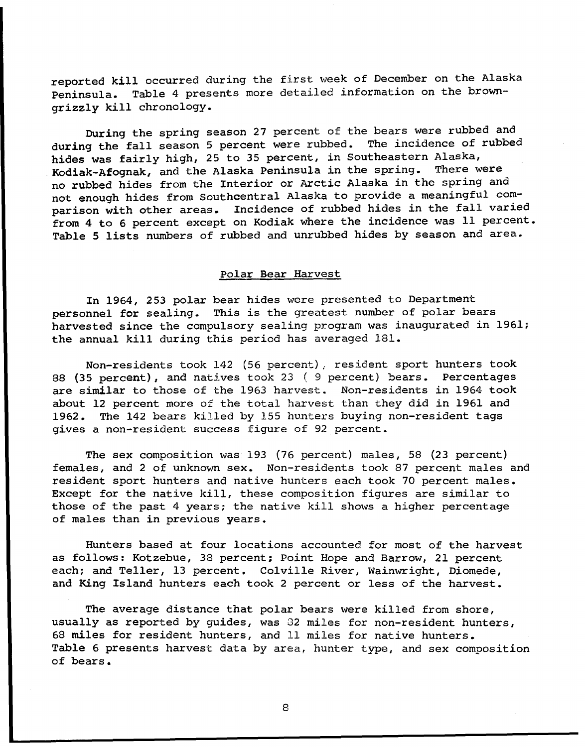reported kill occurred during the first week of December on the Alaska Peninsula. Table 4 presents more detailed information on the brown-grizzly kill chronology.

During the spring season 27 percent of the bears were rubbed and during the fall season 5 percent were rubbed. The incidence of rubbed hides was fairly high, 25 to 35 percent, in Southeastern Alaska, Kodiak-Afognak, and the Alaska Peninsula in the spring. There were no rubbed hides from the Interior or Arctic Alaska in the spring and not enough hides from Southcentral Alaska to provide a meaningful comparison with other areas. Incidence of rubbed hides in the fall varied from 4 to 6 percent except on Kodiak where the incidence was 11 percent. Table 5 lists numbers of rubbed and unrubbed hides by season and area.

## Polar Bear Harvest

In 1964, 253 polar bear hides were presented to Department personnel for sealing. This is the greatest number of polar bears harvested since the compulsory sealing program was inaugurated in 1961; the annual kill during this period has averaged 181.

Non-residents took 142 (56 percent), resident sport hunters took 88 (35 percent), and natives took 23 ( 9 percent) bears. Percentages are similar to those of the 1963 harvest. Non-residents in 1964 took about 12 percent more of the total harvest than they did in 1961 and 1962. The 142 bears killed by 155 hunters buying non-resident tags gives a non-resident success figure of 92 percent.

The sex composition was 193 (76 percent) males, 58 (23 percent) females, and 2 of unknown sex. Non-residents took 87 percent males and resident sport hunters and native hunters each took 70 percent males. Except for the native kill, these composition figures are similar to those of the past 4 years; the native kill shows a higher percentage of males than in previous years.

Hunters based at four locations accounted for most of the harvest as follows: Kotzebue, 38 percent; Point Hope and Barrow, 21 percent each; and Teller, 13 percent. Colville River, Wainwright, Diomede, and King Island hunters each took 2 percent or less of the harvest.

The average distance that polar bears were killed from shore, usually as reported by guides, was 32 miles for non-resident hunters, 68 miles for resident hunters, and 11 miles for native hunters. Table 6 presents harvest data by area, hunter type, and sex composition of bears.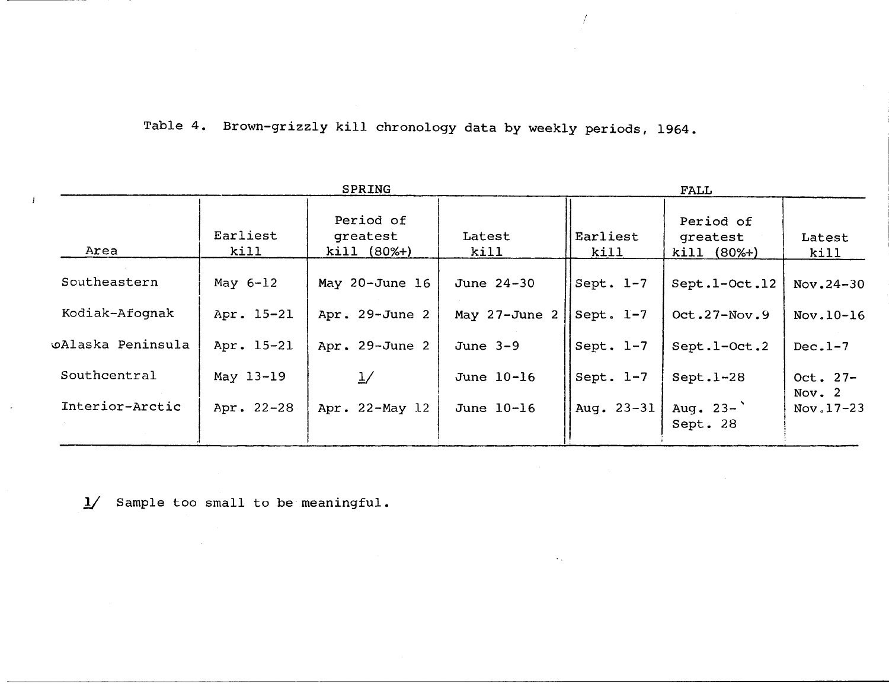Table 4. Brown-grizzly kill chronology data by weekly periods, 1964.

| Area | SPRING | | | FALL | | |
|---|---|---|---|---|---|---|
| | Earliest kill | Period of greatest kill (80%+) | Latest kill | Earliest kill | Period of greatest kill (80%+) | Latest kill |
| Southeastern | May 6-12 | May 20-June 16 | June 24-30 | Sept. 1-7 | Sept.1-Oct.12 | Nov.24-30 |
| Kodiak-Afognak | Apr. 15-21 | Apr. 29-June 2 | May 27-June 2 | Sept. 1-7 | Oct.27-Nov.9 | Nov.10-16 |
| Alaska Peninsula | Apr. 15-21 | Apr. 29-June 2 | June 3-9 | Sept. 1-7 | Sept.1-Oct.2 | Dec.1-7 |
| Southcentral | May 13-19 | 1/ | June 10-16 | Sept. 1-7 | Sept.1-28 | Oct. 27-Nov. 2 |
| Interior-Arctic | Apr. 22-28 | Apr. 22-May 12 | June 10-16 | Aug. 23-31 | Aug. 23-Sept. 28 | Nov.17-23 |

1/ Sample too small to be meaningful.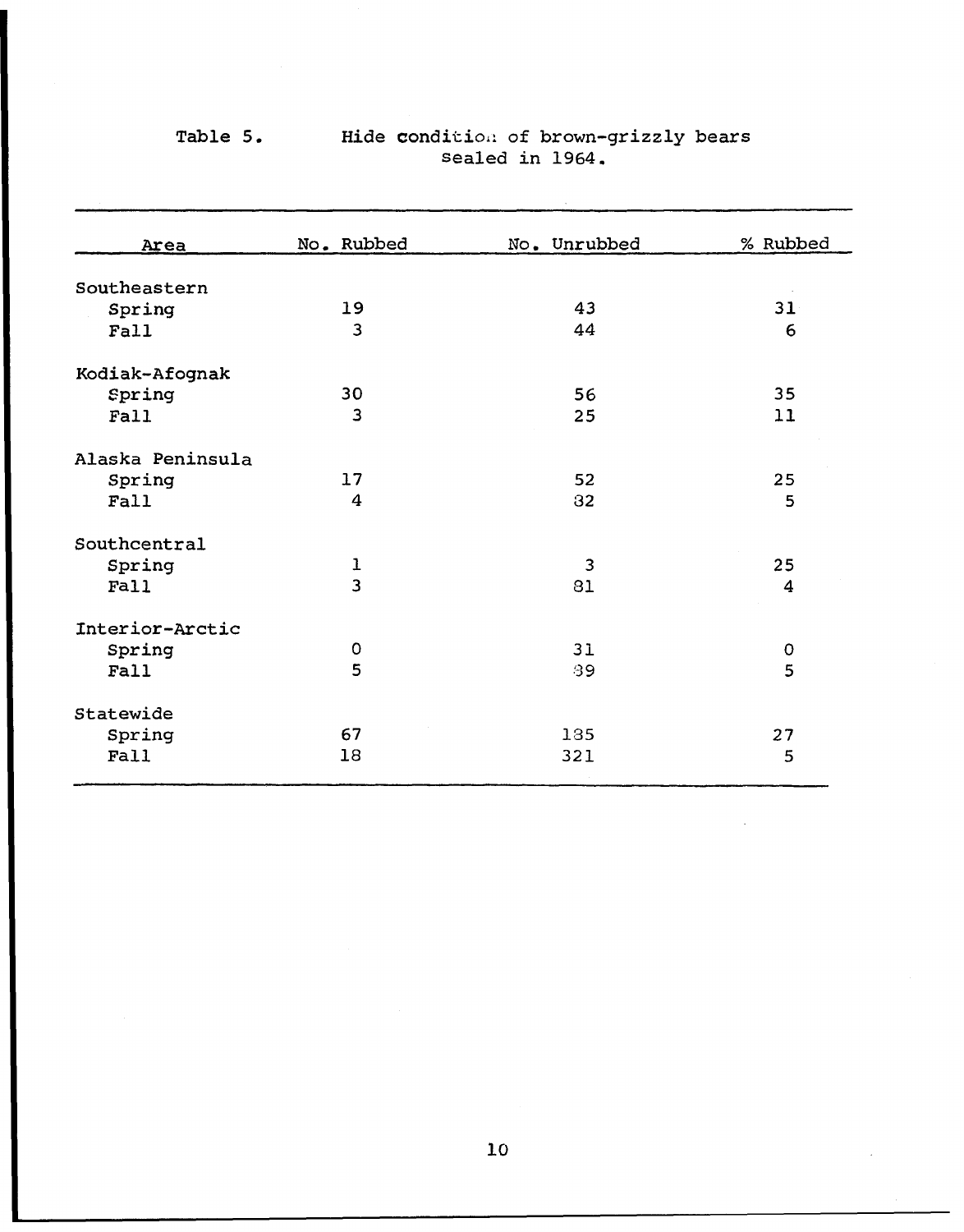Table 5. Hide condition of brown-grizzly bears sealed in 1964.

| Area | No. Rubbed | No. Unrubbed | % Rubbed |
|---|---|---|---|
| Southeastern | | | |
| Spring | 19 | 43 | 31 |
| Fall | 3 | 44 | 6 |
| Kodiak-Afognak | | | |
| Spring | 30 | 56 | 35 |
| Fall | 3 | 25 | 11 |
| Alaska Peninsula | | | |
| Spring | 17 | 52 | 25 |
| Fall | 4 | 82 | 5 |
| Southcentral | | | |
| Spring | 1 | 3 | 25 |
| Fall | 3 | 81 | 4 |
| Interior-Arctic | | | |
| Spring | 0 | 31 | 0 |
| Fall | 5 | 89 | 5 |
| Statewide | | | |
| Spring | 67 | 185 | 27 |
| Fall | 18 | 321 | 5 |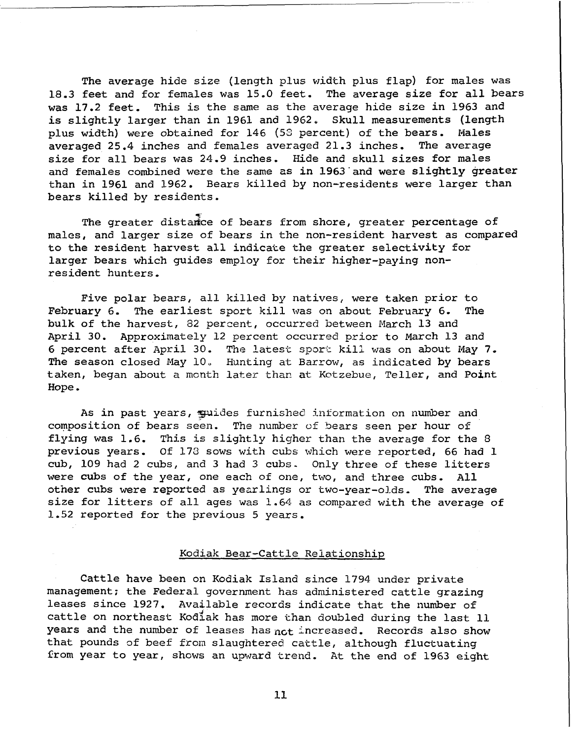The average hide size (length plus width plus flap) for males was 18.3 feet and for females was 15.0 feet. The average size for all bears was 17.2 feet. This is the same as the average hide size in 1963 and is slightly larger than in 1961 and 1962. Skull measurements (length plus width) were obtained for 146 (53 percent) of the bears. Males averaged 25.4 inches and females averaged 21.3 inches. The average size for all bears was 24.9 inches. Hide and skull sizes for males and females combined were the same as in 1963 and were slightly greater than in 1961 and 1962. Bears killed by non-residents were larger than bears killed by residents.

The greater distance of bears from shore, greater percentage of males, and larger size of bears in the non-resident harvest as compared to the resident harvest all indicate the greater selectivity for larger bears which guides employ for their higher-paying non-resident hunters.

Five polar bears, all killed by natives, were taken prior to February 6. The earliest sport kill was on about February 6. The bulk of the harvest, 82 percent, occurred between March 13 and April 30. Approximately 12 percent occurred prior to March 13 and 6 percent after April 30. The latest sport kill was on about May 7. The season closed May 10. Hunting at Barrow, as indicated by bears taken, began about a month later than at Kotzebue, Teller, and Point Hope.

As in past years, guides furnished information on number and composition of bears seen. The number of bears seen per hour of flying was 1.6. This is slightly higher than the average for the 8 previous years. Of 178 sows with cubs which were reported, 66 had 1 cub, 109 had 2 cubs, and 3 had 3 cubs. Only three of these litters were cubs of the year, one each of one, two, and three cubs. All other cubs were reported as yearlings or two-year-olds. The average size for litters of all ages was 1.64 as compared with the average of 1.52 reported for the previous 5 years.

## Kodiak Bear-Cattle Relationship

Cattle have been on Kodiak Island since 1794 under private management; the Federal government has administered cattle grazing leases since 1927. Available records indicate that the number of cattle on northeast Kodiak has more than doubled during the last 11 years and the number of leases has not increased. Records also show that pounds of beef from slaughtered cattle, although fluctuating from year to year, shows an upward trend. At the end of 1963 eight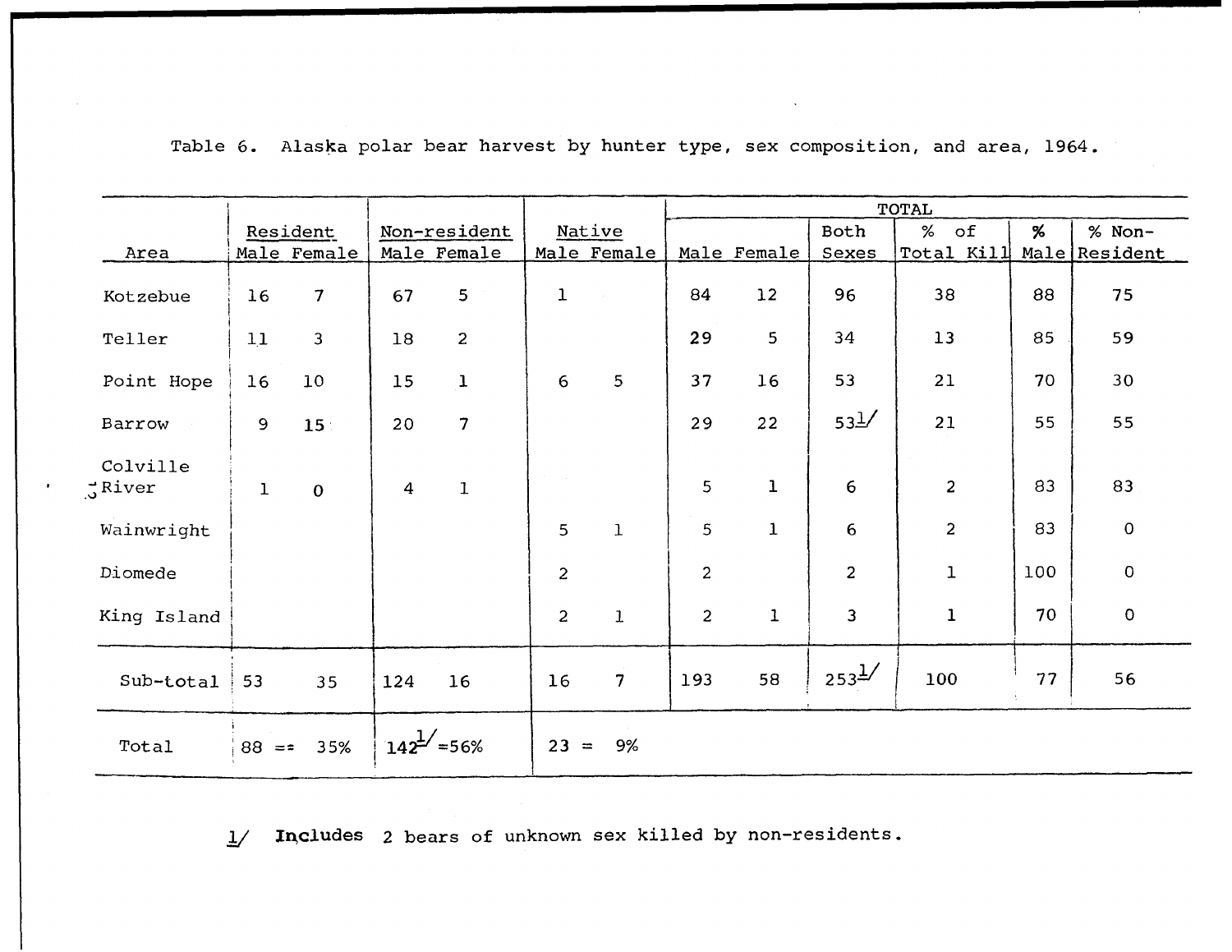Table 6. Alaska polar bear harvest by hunter type, sex composition, and area, 1964.

| Area | Resident | | Non-resident | | Native | | TOTAL | | | | | |
|---|---|---|---|---|---|---|---|---|---|---|---|---|
| | Male | Female | Male | Female | Male | Female | Male | Female | Both Sexes | % of Total Kill | % Male | % Non-Resident |
| Kotzebue | 16 | 7 | 67 | 5 | 1 | | 84 | 12 | 96 | 38 | 88 | 75 |
| Teller | 11 | 3 | 18 | 2 | | | 29 | 5 | 34 | 13 | 85 | 59 |
| Point Hope | 16 | 10 | 15 | 1 | 6 | 5 | 37 | 16 | 53 | 21 | 70 | 30 |
| Barrow | 9 | 15 | 20 | 7 | | | 29 | 22 | 53[1] | 21 | 55 | 55 |
| Colville River | 1 | 0 | 4 | 1 | | | 5 | 1 | 6 | 2 | 83 | 83 |
| Wainwright | | | | | 5 | 1 | 5 | 1 | 6 | 2 | 83 | 0 |
| Diomede | | | | | 2 | | 2 | | 2 | 1 | 100 | 0 |
| King Island | | | | | 2 | 1 | 2 | 1 | 3 | 1 | 70 | 0 |
| Sub-total | 53 | 35 | 124 | 16 | 16 | 7 | 193 | 58 | 253[1] | 100 | 77 | 56 |
| Total | 88 = 35% | | 142[1] = 56% | | 23 = 9% | | | | | | | |

1/ Includes 2 bears of unknown sex killed by non-residents.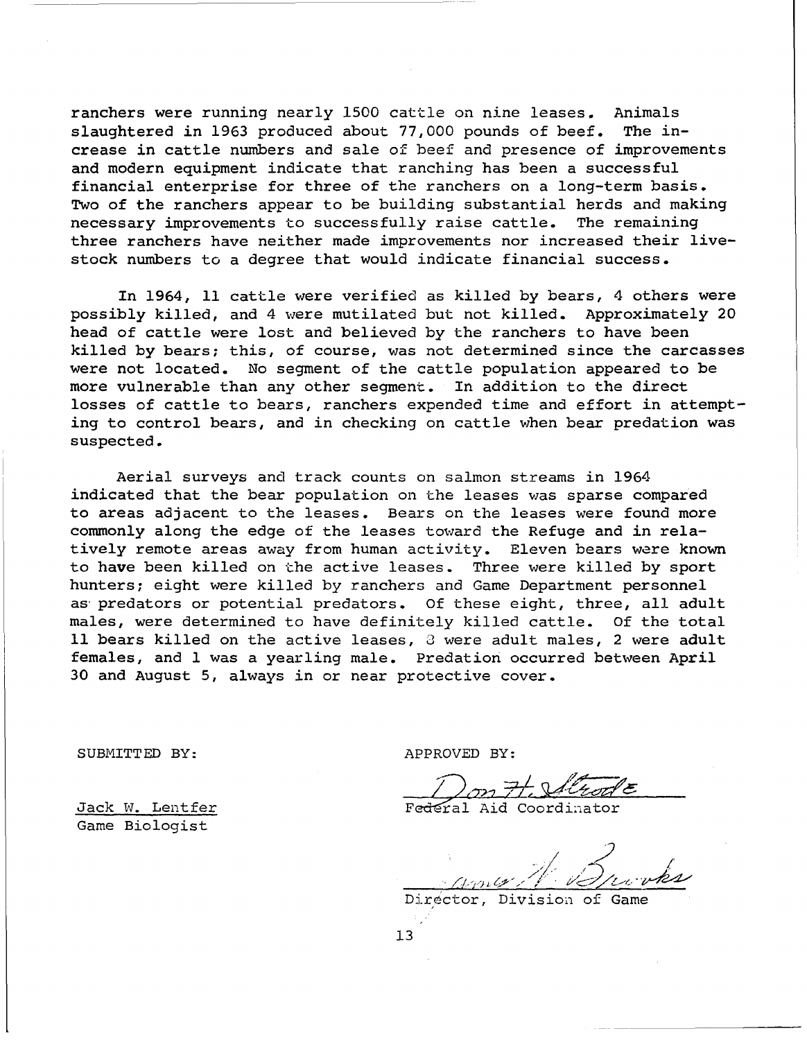ranchers were running nearly 1500 cattle on nine leases. Animals slaughtered in 1963 produced about 77,000 pounds of beef. The increase in cattle numbers and sale of beef and presence of improvements and modern equipment indicate that ranching has been a successful financial enterprise for three of the ranchers on a long-term basis. Two of the ranchers appear to be building substantial herds and making necessary improvements to successfully raise cattle. The remaining three ranchers have neither made improvements nor increased their livestock numbers to a degree that would indicate financial success.

In 1964, 11 cattle were verified as killed by bears, 4 others were possibly killed, and 4 were mutilated but not killed. Approximately 20 head of cattle were lost and believed by the ranchers to have been killed by bears; this, of course, was not determined since the carcasses were not located. No segment of the cattle population appeared to be more vulnerable than any other segment. In addition to the direct losses of cattle to bears, ranchers expended time and effort in attempting to control bears, and in checking on cattle when bear predation was suspected.

Aerial surveys and track counts on salmon streams in 1964 indicated that the bear population on the leases was sparse compared to areas adjacent to the leases. Bears on the leases were found more commonly along the edge of the leases toward the Refuge and in relatively remote areas away from human activity. Eleven bears were known to have been killed on the active leases. Three were killed by sport hunters; eight were killed by ranchers and Game Department personnel as predators or potential predators. Of these eight, three, all adult males, were determined to have definitely killed cattle. Of the total 11 bears killed on the active leases, 8 were adult males, 2 were adult females, and 1 was a yearling male. Predation occurred between April 30 and August 5, always in or near protective cover.

SUBMITTED BY:

Jack W. Lentfer
Game Biologist

APPROVED BY:

Don H. Strode
Federal Aid Coordinator

James W. Brooks
Director, Division of Game